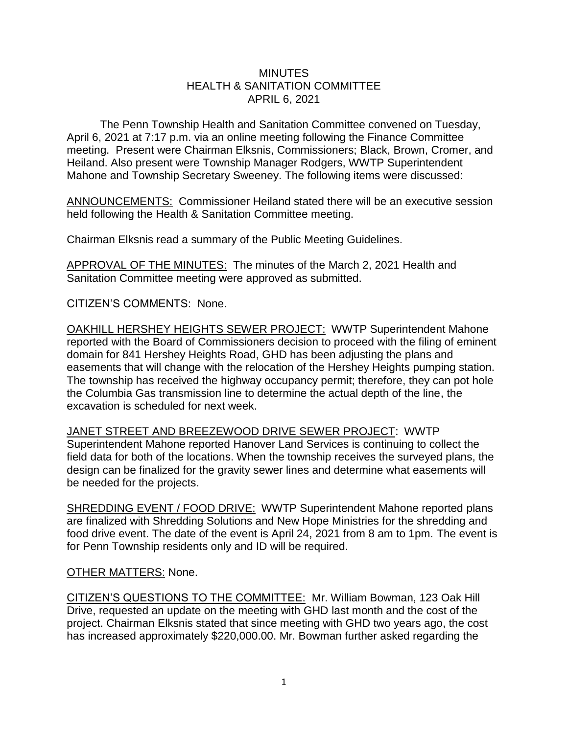# MINUTES
## HEALTH & SANITATION COMMITTEE
## APRIL 6, 2021

The Penn Township Health and Sanitation Committee convened on Tuesday, April 6, 2021 at 7:17 p.m. via an online meeting following the Finance Committee meeting. Present were Chairman Elksnis, Commissioners; Black, Brown, Cromer, and Heiland. Also present were Township Manager Rodgers, WWTP Superintendent Mahone and Township Secretary Sweeney. The following items were discussed:

ANNOUNCEMENTS: Commissioner Heiland stated there will be an executive session held following the Health & Sanitation Committee meeting.

Chairman Elksnis read a summary of the Public Meeting Guidelines.

APPROVAL OF THE MINUTES: The minutes of the March 2, 2021 Health and Sanitation Committee meeting were approved as submitted.

CITIZEN'S COMMENTS: None.

OAKHILL HERSHEY HEIGHTS SEWER PROJECT: WWTP Superintendent Mahone reported with the Board of Commissioners decision to proceed with the filing of eminent domain for 841 Hershey Heights Road, GHD has been adjusting the plans and easements that will change with the relocation of the Hershey Heights pumping station. The township has received the highway occupancy permit; therefore, they can pot hole the Columbia Gas transmission line to determine the actual depth of the line, the excavation is scheduled for next week.

JANET STREET AND BREEZEWOOD DRIVE SEWER PROJECT: WWTP Superintendent Mahone reported Hanover Land Services is continuing to collect the field data for both of the locations. When the township receives the surveyed plans, the design can be finalized for the gravity sewer lines and determine what easements will be needed for the projects.

SHREDDING EVENT / FOOD DRIVE: WWTP Superintendent Mahone reported plans are finalized with Shredding Solutions and New Hope Ministries for the shredding and food drive event. The date of the event is April 24, 2021 from 8 am to 1pm. The event is for Penn Township residents only and ID will be required.

OTHER MATTERS: None.

CITIZEN'S QUESTIONS TO THE COMMITTEE: Mr. William Bowman, 123 Oak Hill Drive, requested an update on the meeting with GHD last month and the cost of the project. Chairman Elksnis stated that since meeting with GHD two years ago, the cost has increased approximately $220,000.00. Mr. Bowman further asked regarding the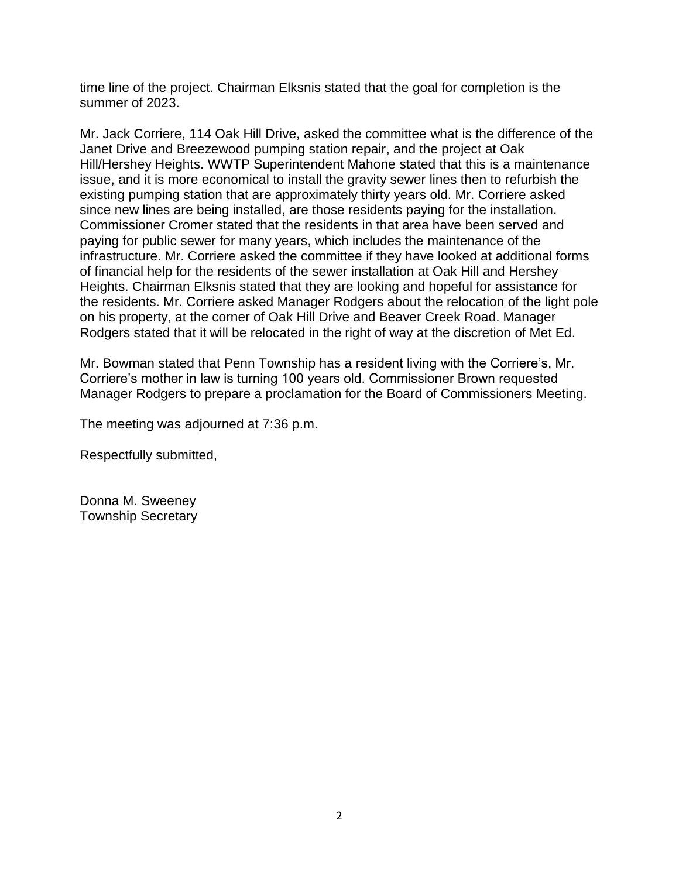time line of the project. Chairman Elksnis stated that the goal for completion is the summer of 2023.

Mr. Jack Corriere, 114 Oak Hill Drive, asked the committee what is the difference of the Janet Drive and Breezewood pumping station repair, and the project at Oak Hill/Hershey Heights. WWTP Superintendent Mahone stated that this is a maintenance issue, and it is more economical to install the gravity sewer lines then to refurbish the existing pumping station that are approximately thirty years old. Mr. Corriere asked since new lines are being installed, are those residents paying for the installation. Commissioner Cromer stated that the residents in that area have been served and paying for public sewer for many years, which includes the maintenance of the infrastructure. Mr. Corriere asked the committee if they have looked at additional forms of financial help for the residents of the sewer installation at Oak Hill and Hershey Heights. Chairman Elksnis stated that they are looking and hopeful for assistance for the residents. Mr. Corriere asked Manager Rodgers about the relocation of the light pole on his property, at the corner of Oak Hill Drive and Beaver Creek Road. Manager Rodgers stated that it will be relocated in the right of way at the discretion of Met Ed.

Mr. Bowman stated that Penn Township has a resident living with the Corriere's, Mr. Corriere's mother in law is turning 100 years old. Commissioner Brown requested Manager Rodgers to prepare a proclamation for the Board of Commissioners Meeting.

The meeting was adjourned at 7:36 p.m.

Respectfully submitted,

Donna M. Sweeney
Township Secretary